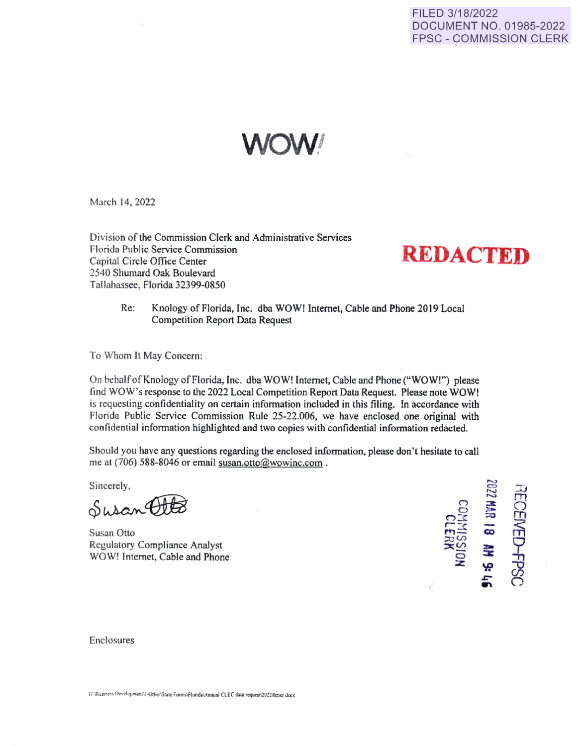FILED 3/18/2022
DOCUMENT NO. 01985-2022
FPSC - COMMISSION CLERK

WOW!

March 14, 2022

Division of the Commission Clerk and Administrative Services
Florida Public Service Commission
Capital Circle Office Center
2540 Shumard Oak Boulevard
Tallahassee, Florida 32399-0850

**REDACTED**

Re: Knology of Florida, Inc. dba WOW! Internet, Cable and Phone 2019 Local Competition Report Data Request

To Whom It May Concern:

On behalf of Knology of Florida, Inc. dba WOW! Internet, Cable and Phone ("WOW!") please find WOW's response to the 2022 Local Competition Report Data Request. Please note WOW! is requesting confidentiality on certain information included in this filing. In accordance with Florida Public Service Commission Rule 25-22.006, we have enclosed one original with confidential information highlighted and two copies with confidential information redacted.

Should you have any questions regarding the enclosed information, please don't hesitate to call me at (706) 588-8046 or email susan.otto@wowinc.com .

Sincerely,

Susan Otto

Susan Otto
Regulatory Compliance Analyst
WOW! Internet, Cable and Phone

RECEIVED-FPSC
2022 MAR 18 AM 9:46
COMMISSION CLERK

Enclosures

H:\Business Development\1-Other\State Forms\Florida\Annual CLEC data request\2022\letter.docx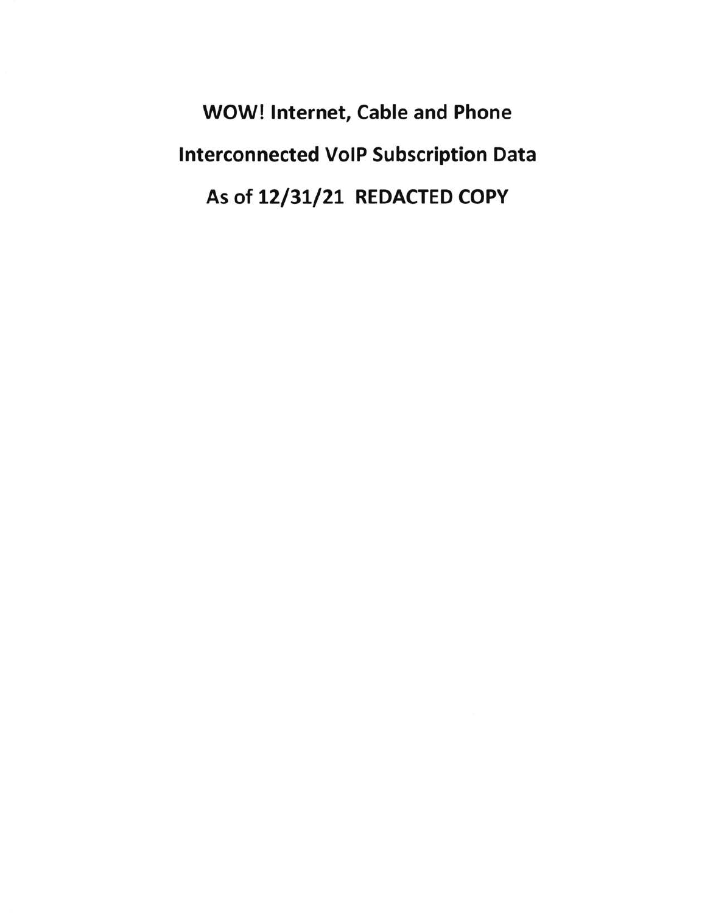**WOW! Internet, Cable and Phone**

**Interconnected VoIP Subscription Data**

**As of 12/31/21 REDACTED COPY**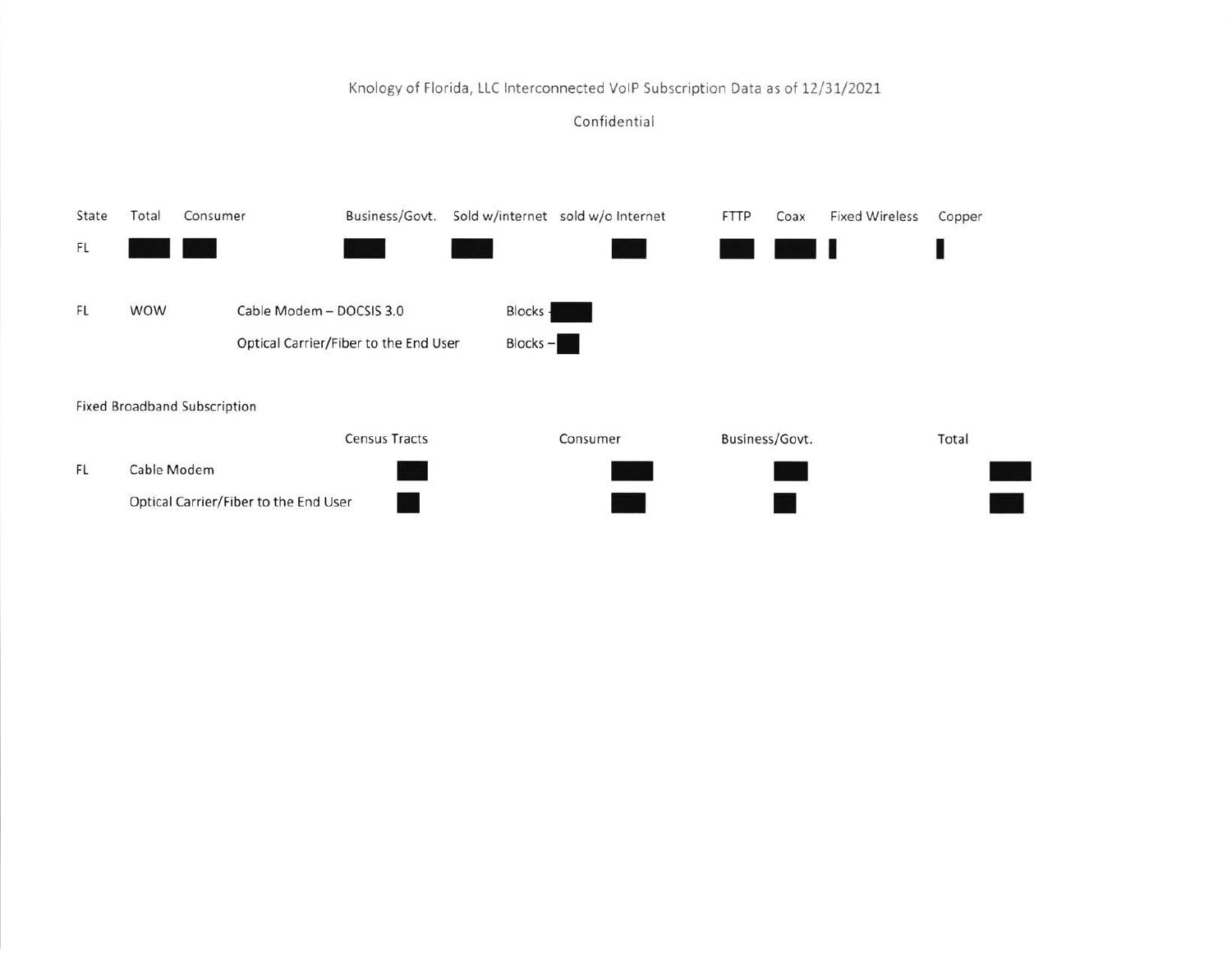Knology of Florida, LLC Interconnected VoIP Subscription Data as of 12/31/2021

Confidential

| State | Total | Consumer | Business/Govt. | Sold w/internet | sold w/o Internet | FTTP | Coax | Fixed Wireless | Copper |
|---|---|---|---|---|---|---|---|---|---|
| FL | | | | | | | | | |

| | | | |
|---|---|---|---|
| FL | WOW | Cable Modem – DOCSIS 3.0 | Blocks - |
| | | Optical Carrier/Fiber to the End User | Blocks – |

Fixed Broadband Subscription

| | | Census Tracts | Consumer | Business/Govt. | Total |
|---|---|---|---|---|---|
| FL | Cable Modem | | | | |
| | Optical Carrier/Fiber to the End User | | | | |